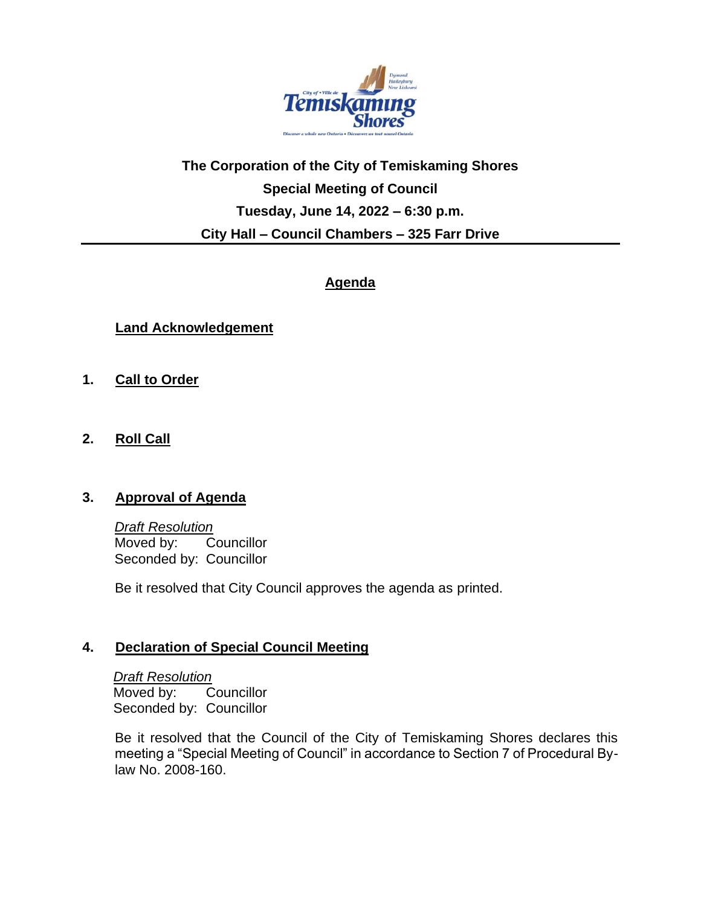**The Corporation of the City of Temiskaming Shores**

**Special Meeting of Council**

**Tuesday, June 14, 2022 – 6:30 p.m.**

**City Hall – Council Chambers – 325 Farr Drive**

## Agenda

**Land Acknowledgement**

## 1. Call to Order

## 2. Roll Call

## 3. Approval of Agenda

*Draft Resolution*
Moved by: Councillor
Seconded by: Councillor

Be it resolved that City Council approves the agenda as printed.

## 4. Declaration of Special Council Meeting

*Draft Resolution*
Moved by: Councillor
Seconded by: Councillor

Be it resolved that the Council of the City of Temiskaming Shores declares this meeting a "Special Meeting of Council" in accordance to Section 7 of Procedural By-law No. 2008-160.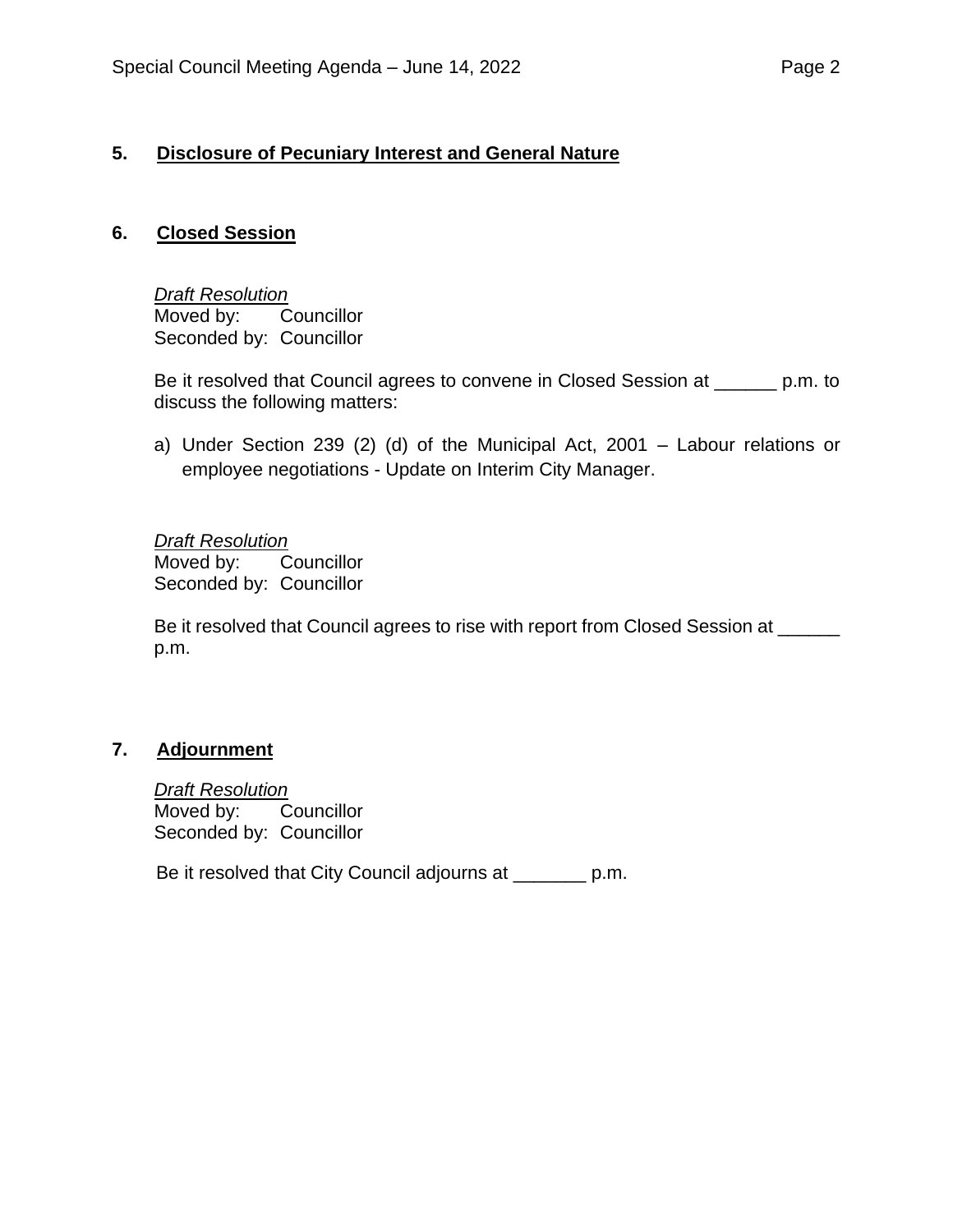## 5. Disclosure of Pecuniary Interest and General Nature

## 6. Closed Session

*Draft Resolution*
Moved by: Councillor
Seconded by: Councillor

Be it resolved that Council agrees to convene in Closed Session at ______ p.m. to discuss the following matters:

a) Under Section 239 (2) (d) of the Municipal Act, 2001 – Labour relations or employee negotiations - Update on Interim City Manager.

*Draft Resolution*
Moved by: Councillor
Seconded by: Councillor

Be it resolved that Council agrees to rise with report from Closed Session at ______ p.m.

## 7. Adjournment

*Draft Resolution*
Moved by: Councillor
Seconded by: Councillor

Be it resolved that City Council adjourns at _______ p.m.